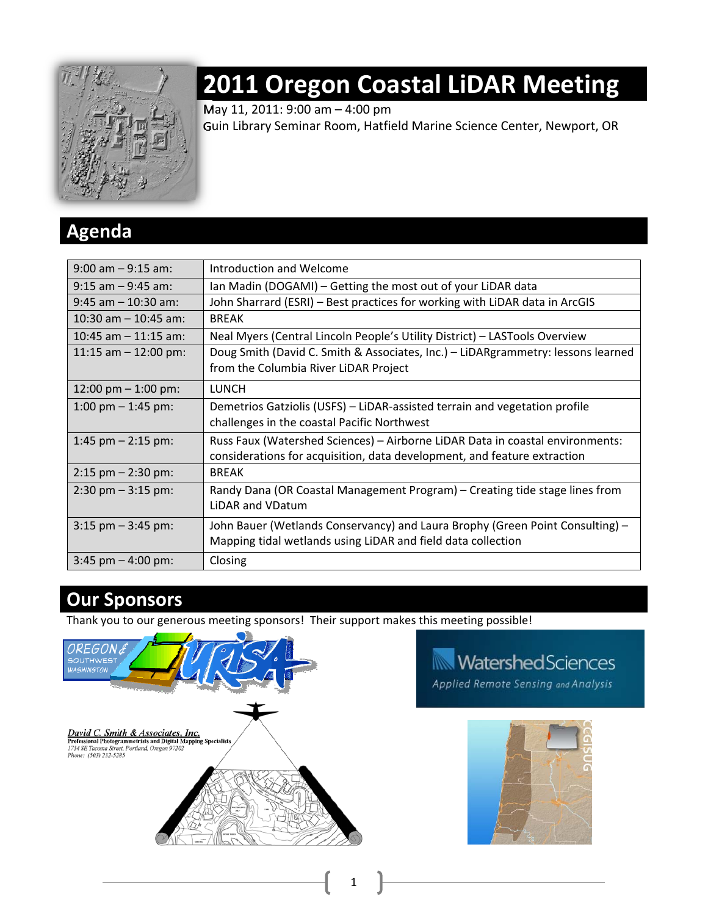# 2011 Oregon Coastal LiDAR Meeting

May 11, 2011: 9:00 am – 4:00 pm
Guin Library Seminar Room, Hatfield Marine Science Center, Newport, OR

## Agenda

| | |
|---|---|
| 9:00 am – 9:15 am: | Introduction and Welcome |
| 9:15 am – 9:45 am: | Ian Madin (DOGAMI) – Getting the most out of your LiDAR data |
| 9:45 am – 10:30 am: | John Sharrard (ESRI) – Best practices for working with LiDAR data in ArcGIS |
| 10:30 am – 10:45 am: | BREAK |
| 10:45 am – 11:15 am: | Neal Myers (Central Lincoln People's Utility District) – LASTools Overview |
| 11:15 am – 12:00 pm: | Doug Smith (David C. Smith & Associates, Inc.) – LiDARgrammetry: lessons learned from the Columbia River LiDAR Project |
| 12:00 pm – 1:00 pm: | LUNCH |
| 1:00 pm – 1:45 pm: | Demetrios Gatziolis (USFS) – LiDAR-assisted terrain and vegetation profile challenges in the coastal Pacific Northwest |
| 1:45 pm – 2:15 pm: | Russ Faux (Watershed Sciences) – Airborne LiDAR Data in coastal environments: considerations for acquisition, data development, and feature extraction |
| 2:15 pm – 2:30 pm: | BREAK |
| 2:30 pm – 3:15 pm: | Randy Dana (OR Coastal Management Program) – Creating tide stage lines from LiDAR and VDatum |
| 3:15 pm – 3:45 pm: | John Bauer (Wetlands Conservancy) and Laura Brophy (Green Point Consulting) – Mapping tidal wetlands using LiDAR and field data collection |
| 3:45 pm – 4:00 pm: | Closing |

## Our Sponsors

Thank you to our generous meeting sponsors! Their support makes this meeting possible!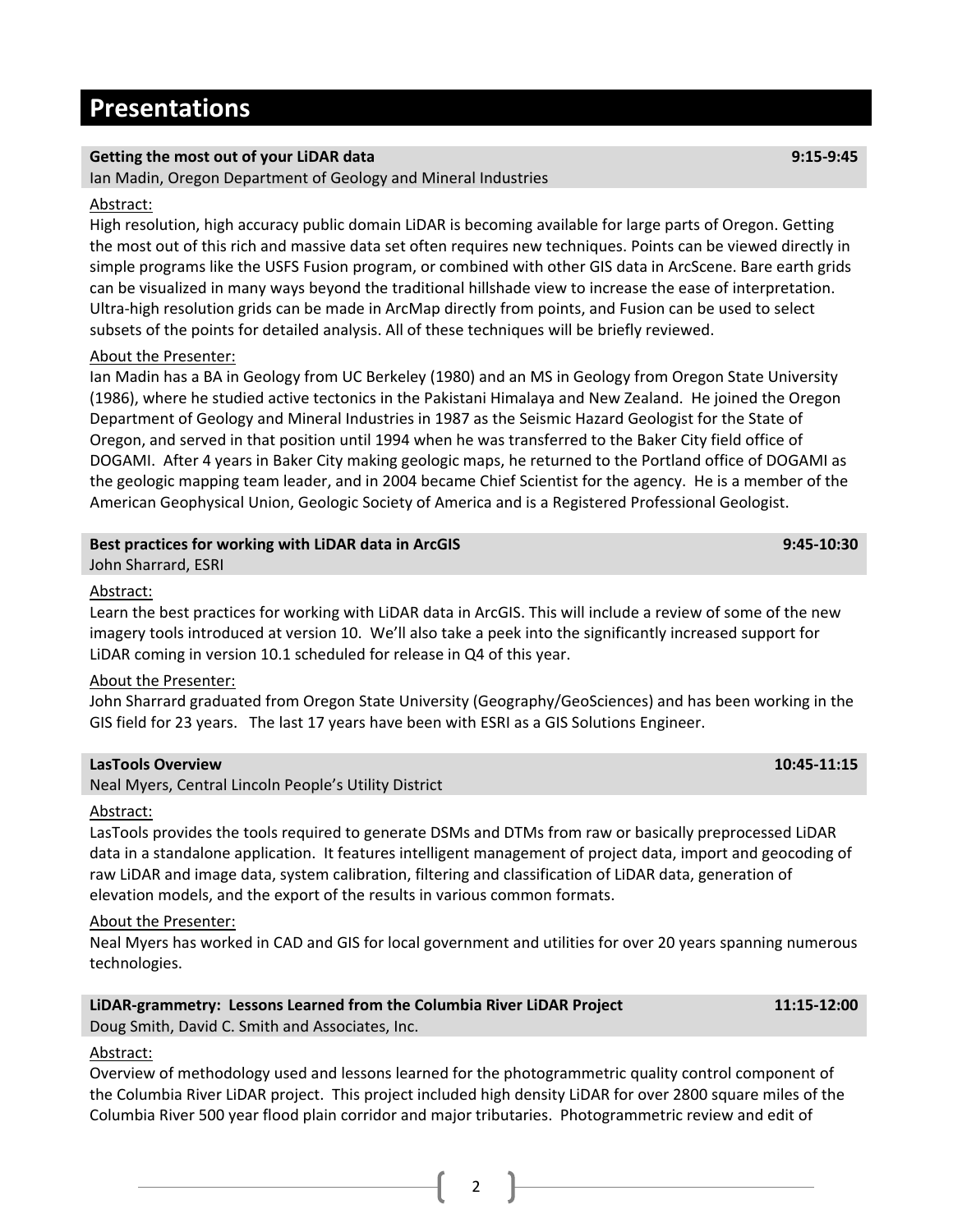# Presentations

**Getting the most out of your LiDAR data** **9:15-9:45**

Ian Madin, Oregon Department of Geology and Mineral Industries

Abstract:

High resolution, high accuracy public domain LiDAR is becoming available for large parts of Oregon. Getting the most out of this rich and massive data set often requires new techniques. Points can be viewed directly in simple programs like the USFS Fusion program, or combined with other GIS data in ArcScene. Bare earth grids can be visualized in many ways beyond the traditional hillshade view to increase the ease of interpretation. Ultra-high resolution grids can be made in ArcMap directly from points, and Fusion can be used to select subsets of the points for detailed analysis. All of these techniques will be briefly reviewed.

About the Presenter:

Ian Madin has a BA in Geology from UC Berkeley (1980) and an MS in Geology from Oregon State University (1986), where he studied active tectonics in the Pakistani Himalaya and New Zealand. He joined the Oregon Department of Geology and Mineral Industries in 1987 as the Seismic Hazard Geologist for the State of Oregon, and served in that position until 1994 when he was transferred to the Baker City field office of DOGAMI. After 4 years in Baker City making geologic maps, he returned to the Portland office of DOGAMI as the geologic mapping team leader, and in 2004 became Chief Scientist for the agency. He is a member of the American Geophysical Union, Geologic Society of America and is a Registered Professional Geologist.

**Best practices for working with LiDAR data in ArcGIS** **9:45-10:30**

John Sharrard, ESRI

Abstract:

Learn the best practices for working with LiDAR data in ArcGIS. This will include a review of some of the new imagery tools introduced at version 10. We'll also take a peek into the significantly increased support for LiDAR coming in version 10.1 scheduled for release in Q4 of this year.

About the Presenter:

John Sharrard graduated from Oregon State University (Geography/GeoSciences) and has been working in the GIS field for 23 years. The last 17 years have been with ESRI as a GIS Solutions Engineer.

**LasTools Overview** **10:45-11:15**

Neal Myers, Central Lincoln People's Utility District

Abstract:

LasTools provides the tools required to generate DSMs and DTMs from raw or basically preprocessed LiDAR data in a standalone application. It features intelligent management of project data, import and geocoding of raw LiDAR and image data, system calibration, filtering and classification of LiDAR data, generation of elevation models, and the export of the results in various common formats.

About the Presenter:

Neal Myers has worked in CAD and GIS for local government and utilities for over 20 years spanning numerous technologies.

**LiDAR-grammetry: Lessons Learned from the Columbia River LiDAR Project** **11:15-12:00**

Doug Smith, David C. Smith and Associates, Inc.

Abstract:

Overview of methodology used and lessons learned for the photogrammetric quality control component of the Columbia River LiDAR project. This project included high density LiDAR for over 2800 square miles of the Columbia River 500 year flood plain corridor and major tributaries. Photogrammetric review and edit of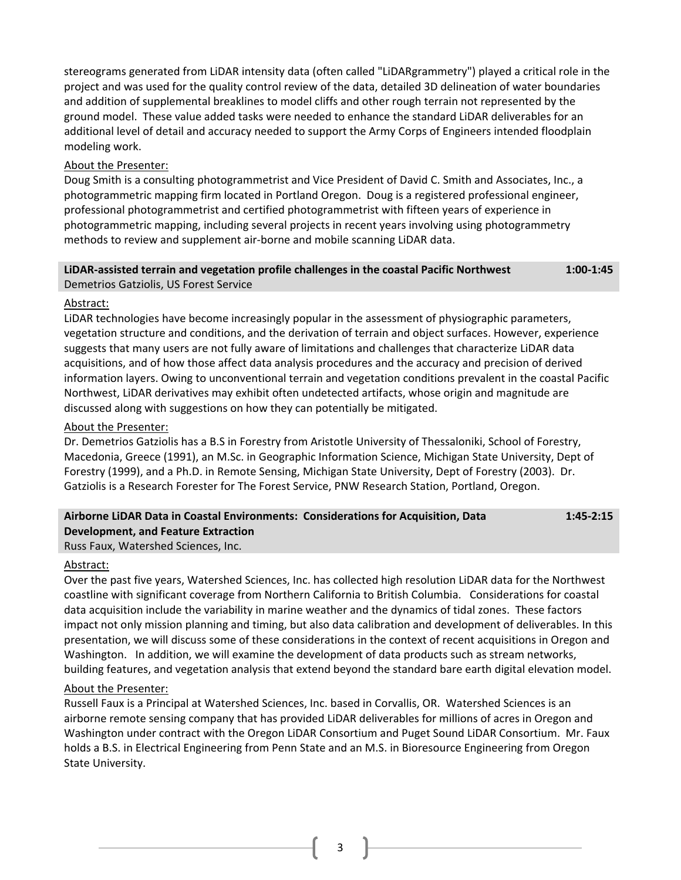stereograms generated from LiDAR intensity data (often called "LiDARgrammetry") played a critical role in the project and was used for the quality control review of the data, detailed 3D delineation of water boundaries and addition of supplemental breaklines to model cliffs and other rough terrain not represented by the ground model. These value added tasks were needed to enhance the standard LiDAR deliverables for an additional level of detail and accuracy needed to support the Army Corps of Engineers intended floodplain modeling work.

About the Presenter:

Doug Smith is a consulting photogrammetrist and Vice President of David C. Smith and Associates, Inc., a photogrammetric mapping firm located in Portland Oregon. Doug is a registered professional engineer, professional photogrammetrist and certified photogrammetrist with fifteen years of experience in photogrammetric mapping, including several projects in recent years involving using photogrammetry methods to review and supplement air-borne and mobile scanning LiDAR data.

**LiDAR-assisted terrain and vegetation profile challenges in the coastal Pacific Northwest** **1:00-1:45**
Demetrios Gatziolis, US Forest Service

Abstract:

LiDAR technologies have become increasingly popular in the assessment of physiographic parameters, vegetation structure and conditions, and the derivation of terrain and object surfaces. However, experience suggests that many users are not fully aware of limitations and challenges that characterize LiDAR data acquisitions, and of how those affect data analysis procedures and the accuracy and precision of derived information layers. Owing to unconventional terrain and vegetation conditions prevalent in the coastal Pacific Northwest, LiDAR derivatives may exhibit often undetected artifacts, whose origin and magnitude are discussed along with suggestions on how they can potentially be mitigated.

About the Presenter:

Dr. Demetrios Gatziolis has a B.S in Forestry from Aristotle University of Thessaloniki, School of Forestry, Macedonia, Greece (1991), an M.Sc. in Geographic Information Science, Michigan State University, Dept of Forestry (1999), and a Ph.D. in Remote Sensing, Michigan State University, Dept of Forestry (2003). Dr. Gatziolis is a Research Forester for The Forest Service, PNW Research Station, Portland, Oregon.

**Airborne LiDAR Data in Coastal Environments: Considerations for Acquisition, Data Development, and Feature Extraction** **1:45-2:15**
Russ Faux, Watershed Sciences, Inc.

Abstract:

Over the past five years, Watershed Sciences, Inc. has collected high resolution LiDAR data for the Northwest coastline with significant coverage from Northern California to British Columbia. Considerations for coastal data acquisition include the variability in marine weather and the dynamics of tidal zones. These factors impact not only mission planning and timing, but also data calibration and development of deliverables. In this presentation, we will discuss some of these considerations in the context of recent acquisitions in Oregon and Washington. In addition, we will examine the development of data products such as stream networks, building features, and vegetation analysis that extend beyond the standard bare earth digital elevation model.

About the Presenter:

Russell Faux is a Principal at Watershed Sciences, Inc. based in Corvallis, OR. Watershed Sciences is an airborne remote sensing company that has provided LiDAR deliverables for millions of acres in Oregon and Washington under contract with the Oregon LiDAR Consortium and Puget Sound LiDAR Consortium. Mr. Faux holds a B.S. in Electrical Engineering from Penn State and an M.S. in Bioresource Engineering from Oregon State University.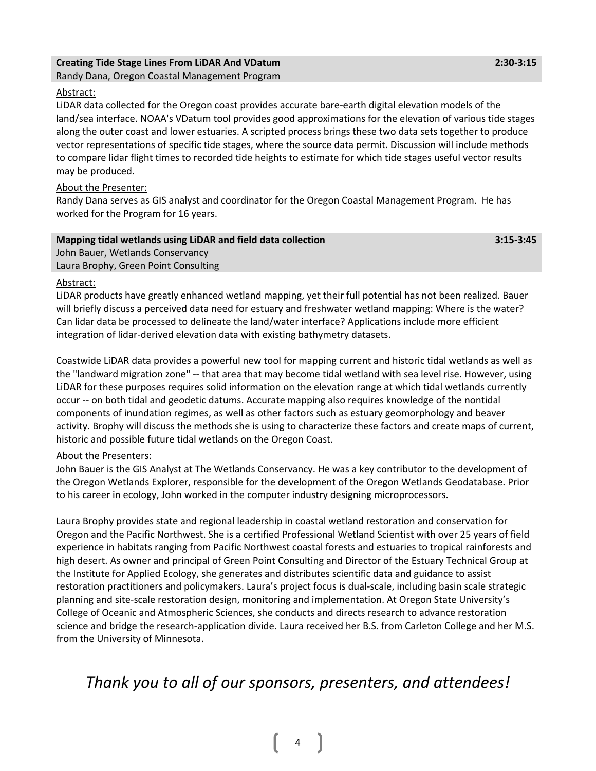**Creating Tide Stage Lines From LiDAR And VDatum** **2:30-3:15**

Randy Dana, Oregon Coastal Management Program

Abstract:

LiDAR data collected for the Oregon coast provides accurate bare-earth digital elevation models of the land/sea interface. NOAA's VDatum tool provides good approximations for the elevation of various tide stages along the outer coast and lower estuaries. A scripted process brings these two data sets together to produce vector representations of specific tide stages, where the source data permit. Discussion will include methods to compare lidar flight times to recorded tide heights to estimate for which tide stages useful vector results may be produced.

About the Presenter:

Randy Dana serves as GIS analyst and coordinator for the Oregon Coastal Management Program. He has worked for the Program for 16 years.

**Mapping tidal wetlands using LiDAR and field data collection** **3:15-3:45**

John Bauer, Wetlands Conservancy

Laura Brophy, Green Point Consulting

Abstract:

LiDAR products have greatly enhanced wetland mapping, yet their full potential has not been realized. Bauer will briefly discuss a perceived data need for estuary and freshwater wetland mapping: Where is the water? Can lidar data be processed to delineate the land/water interface? Applications include more efficient integration of lidar-derived elevation data with existing bathymetry datasets.

Coastwide LiDAR data provides a powerful new tool for mapping current and historic tidal wetlands as well as the "landward migration zone" -- that area that may become tidal wetland with sea level rise. However, using LiDAR for these purposes requires solid information on the elevation range at which tidal wetlands currently occur -- on both tidal and geodetic datums. Accurate mapping also requires knowledge of the nontidal components of inundation regimes, as well as other factors such as estuary geomorphology and beaver activity. Brophy will discuss the methods she is using to characterize these factors and create maps of current, historic and possible future tidal wetlands on the Oregon Coast.

About the Presenters:

John Bauer is the GIS Analyst at The Wetlands Conservancy. He was a key contributor to the development of the Oregon Wetlands Explorer, responsible for the development of the Oregon Wetlands Geodatabase. Prior to his career in ecology, John worked in the computer industry designing microprocessors.

Laura Brophy provides state and regional leadership in coastal wetland restoration and conservation for Oregon and the Pacific Northwest. She is a certified Professional Wetland Scientist with over 25 years of field experience in habitats ranging from Pacific Northwest coastal forests and estuaries to tropical rainforests and high desert. As owner and principal of Green Point Consulting and Director of the Estuary Technical Group at the Institute for Applied Ecology, she generates and distributes scientific data and guidance to assist restoration practitioners and policymakers. Laura's project focus is dual-scale, including basin scale strategic planning and site-scale restoration design, monitoring and implementation. At Oregon State University's College of Oceanic and Atmospheric Sciences, she conducts and directs research to advance restoration science and bridge the research-application divide. Laura received her B.S. from Carleton College and her M.S. from the University of Minnesota.

*Thank you to all of our sponsors, presenters, and attendees!*